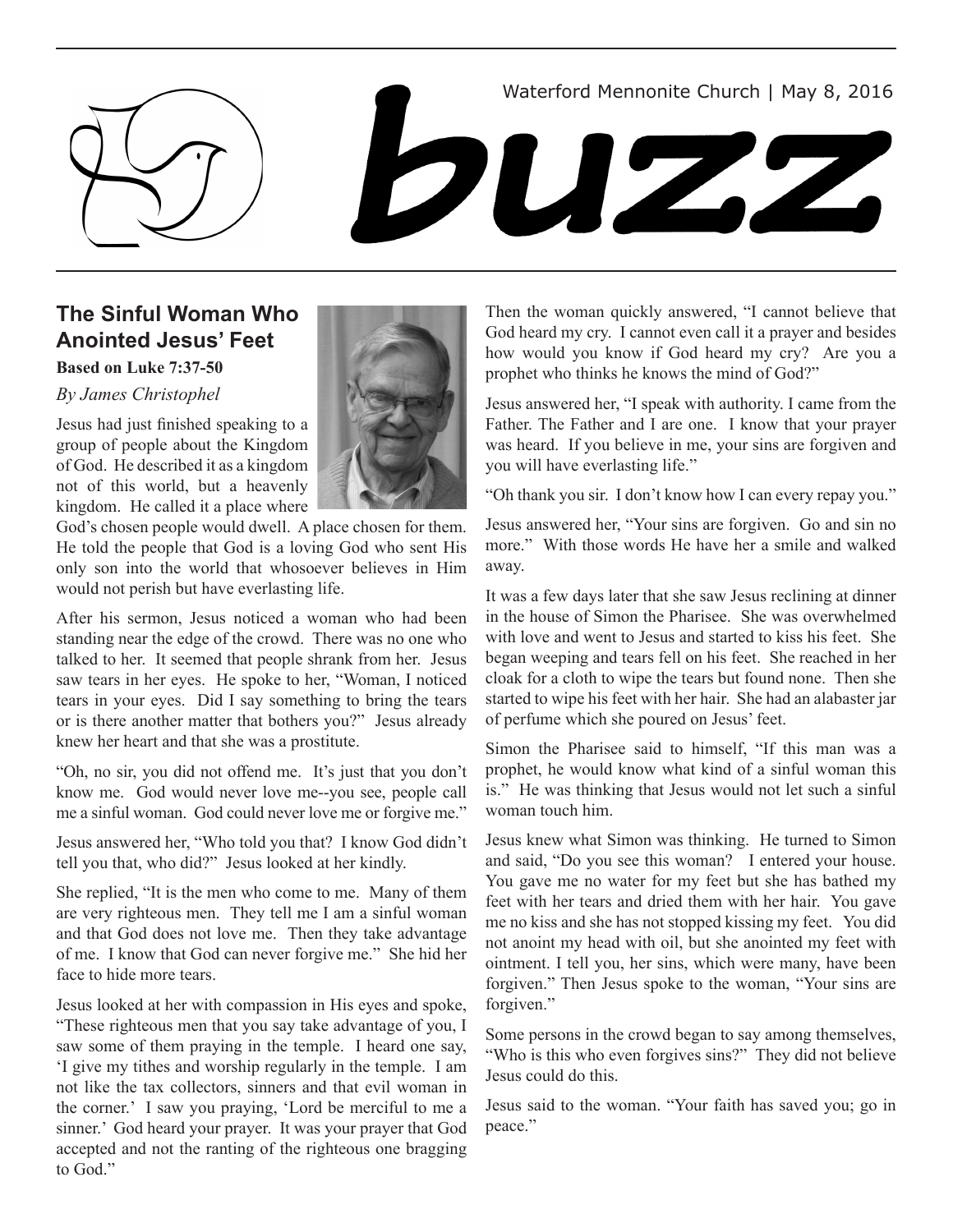Waterford Mennonite Church | May 8, 2016

# buzz

## The Sinful Woman Who Anointed Jesus' Feet

**Based on Luke 7:37-50**

*By James Christophel*

Jesus had just finished speaking to a group of people about the Kingdom of God. He described it as a kingdom not of this world, but a heavenly kingdom. He called it a place where God's chosen people would dwell. A place chosen for them. He told the people that God is a loving God who sent His only son into the world that whosoever believes in Him would not perish but have everlasting life.

After his sermon, Jesus noticed a woman who had been standing near the edge of the crowd. There was no one who talked to her. It seemed that people shrank from her. Jesus saw tears in her eyes. He spoke to her, "Woman, I noticed tears in your eyes. Did I say something to bring the tears or is there another matter that bothers you?" Jesus already knew her heart and that she was a prostitute.

"Oh, no sir, you did not offend me. It's just that you don't know me. God would never love me--you see, people call me a sinful woman. God could never love me or forgive me."

Jesus answered her, "Who told you that? I know God didn't tell you that, who did?" Jesus looked at her kindly.

She replied, "It is the men who come to me. Many of them are very righteous men. They tell me I am a sinful woman and that God does not love me. Then they take advantage of me. I know that God can never forgive me." She hid her face to hide more tears.

Jesus looked at her with compassion in His eyes and spoke, "These righteous men that you say take advantage of you, I saw some of them praying in the temple. I heard one say, 'I give my tithes and worship regularly in the temple. I am not like the tax collectors, sinners and that evil woman in the corner.' I saw you praying, 'Lord be merciful to me a sinner.' God heard your prayer. It was your prayer that God accepted and not the ranting of the righteous one bragging to God."

Then the woman quickly answered, "I cannot believe that God heard my cry. I cannot even call it a prayer and besides how would you know if God heard my cry? Are you a prophet who thinks he knows the mind of God?"

Jesus answered her, "I speak with authority. I came from the Father. The Father and I are one. I know that your prayer was heard. If you believe in me, your sins are forgiven and you will have everlasting life."

"Oh thank you sir. I don't know how I can every repay you."

Jesus answered her, "Your sins are forgiven. Go and sin no more." With those words He have her a smile and walked away.

It was a few days later that she saw Jesus reclining at dinner in the house of Simon the Pharisee. She was overwhelmed with love and went to Jesus and started to kiss his feet. She began weeping and tears fell on his feet. She reached in her cloak for a cloth to wipe the tears but found none. Then she started to wipe his feet with her hair. She had an alabaster jar of perfume which she poured on Jesus' feet.

Simon the Pharisee said to himself, "If this man was a prophet, he would know what kind of a sinful woman this is." He was thinking that Jesus would not let such a sinful woman touch him.

Jesus knew what Simon was thinking. He turned to Simon and said, "Do you see this woman? I entered your house. You gave me no water for my feet but she has bathed my feet with her tears and dried them with her hair. You gave me no kiss and she has not stopped kissing my feet. You did not anoint my head with oil, but she anointed my feet with ointment. I tell you, her sins, which were many, have been forgiven." Then Jesus spoke to the woman, "Your sins are forgiven."

Some persons in the crowd began to say among themselves, "Who is this who even forgives sins?" They did not believe Jesus could do this.

Jesus said to the woman. "Your faith has saved you; go in peace."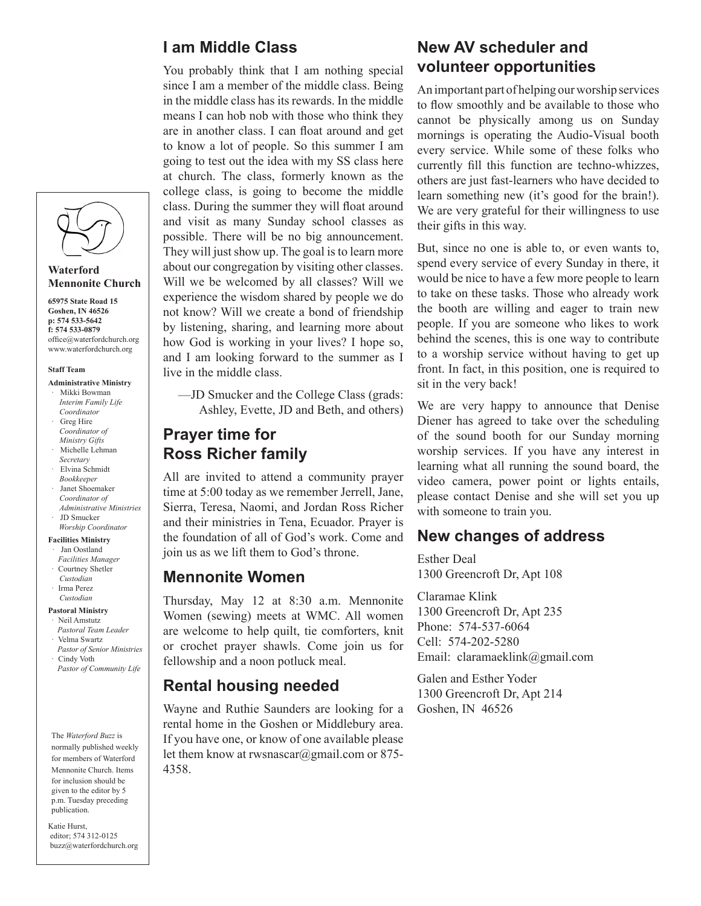**Waterford Mennonite Church**

**65975 State Road 15**
**Goshen, IN 46526**
**p: 574 533-5642**
**f: 574 533-0879**
office@waterfordchurch.org
www.waterfordchurch.org

**Staff Team**

**Administrative Ministry**

- Mikki Bowman
  *Interim Family Life Coordinator*
- Greg Hire
  *Coordinator of Ministry Gifts*
- Michelle Lehman
  *Secretary*
- Elvina Schmidt
  *Bookkeeper*
- Janet Shoemaker
  *Coordinator of Administrative Ministries*
- JD Smucker
  *Worship Coordinator*

**Facilities Ministry**

- Jan Oostland
  *Facilities Manager*
- Courtney Shetler
  *Custodian*
- Irma Perez
  *Custodian*

**Pastoral Ministry**

- Neil Amstutz
  *Pastoral Team Leader*
- Velma Swartz
  *Pastor of Senior Ministries*
- Cindy Voth
  *Pastor of Community Life*

The *Waterford Buzz* is normally published weekly for members of Waterford Mennonite Church. Items for inclusion should be given to the editor by 5 p.m. Tuesday preceding publication.

Katie Hurst, editor; 574 312-0125
buzz@waterfordchurch.org

## I am Middle Class

You probably think that I am nothing special since I am a member of the middle class. Being in the middle class has its rewards. In the middle means I can hob nob with those who think they are in another class. I can float around and get to know a lot of people. So this summer I am going to test out the idea with my SS class here at church. The class, formerly known as the college class, is going to become the middle class. During the summer they will float around and visit as many Sunday school classes as possible. There will be no big announcement. They will just show up. The goal is to learn more about our congregation by visiting other classes. Will we be welcomed by all classes? Will we experience the wisdom shared by people we do not know? Will we create a bond of friendship by listening, sharing, and learning more about how God is working in your lives? I hope so, and I am looking forward to the summer as I live in the middle class.

—JD Smucker and the College Class (grads: Ashley, Evette, JD and Beth, and others)

## Prayer time for Ross Richer family

All are invited to attend a community prayer time at 5:00 today as we remember Jerrell, Jane, Sierra, Teresa, Naomi, and Jordan Ross Richer and their ministries in Tena, Ecuador. Prayer is the foundation of all of God's work. Come and join us as we lift them to God's throne.

## Mennonite Women

Thursday, May 12 at 8:30 a.m. Mennonite Women (sewing) meets at WMC. All women are welcome to help quilt, tie comforters, knit or crochet prayer shawls. Come join us for fellowship and a noon potluck meal.

## Rental housing needed

Wayne and Ruthie Saunders are looking for a rental home in the Goshen or Middlebury area. If you have one, or know of one available please let them know at rwsnascar@gmail.com or 875-4358.

## New AV scheduler and volunteer opportunities

An important part of helping our worship services to flow smoothly and be available to those who cannot be physically among us on Sunday mornings is operating the Audio-Visual booth every service. While some of these folks who currently fill this function are techno-whizzes, others are just fast-learners who have decided to learn something new (it's good for the brain!). We are very grateful for their willingness to use their gifts in this way.

But, since no one is able to, or even wants to, spend every service of every Sunday in there, it would be nice to have a few more people to learn to take on these tasks. Those who already work the booth are willing and eager to train new people. If you are someone who likes to work behind the scenes, this is one way to contribute to a worship service without having to get up front. In fact, in this position, one is required to sit in the very back!

We are very happy to announce that Denise Diener has agreed to take over the scheduling of the sound booth for our Sunday morning worship services. If you have any interest in learning what all running the sound board, the video camera, power point or lights entails, please contact Denise and she will set you up with someone to train you.

## New changes of address

Esther Deal
1300 Greencroft Dr, Apt 108

Claramae Klink
1300 Greencroft Dr, Apt 235
Phone: 574-537-6064
Cell: 574-202-5280
Email: claramaeklink@gmail.com

Galen and Esther Yoder
1300 Greencroft Dr, Apt 214
Goshen, IN 46526